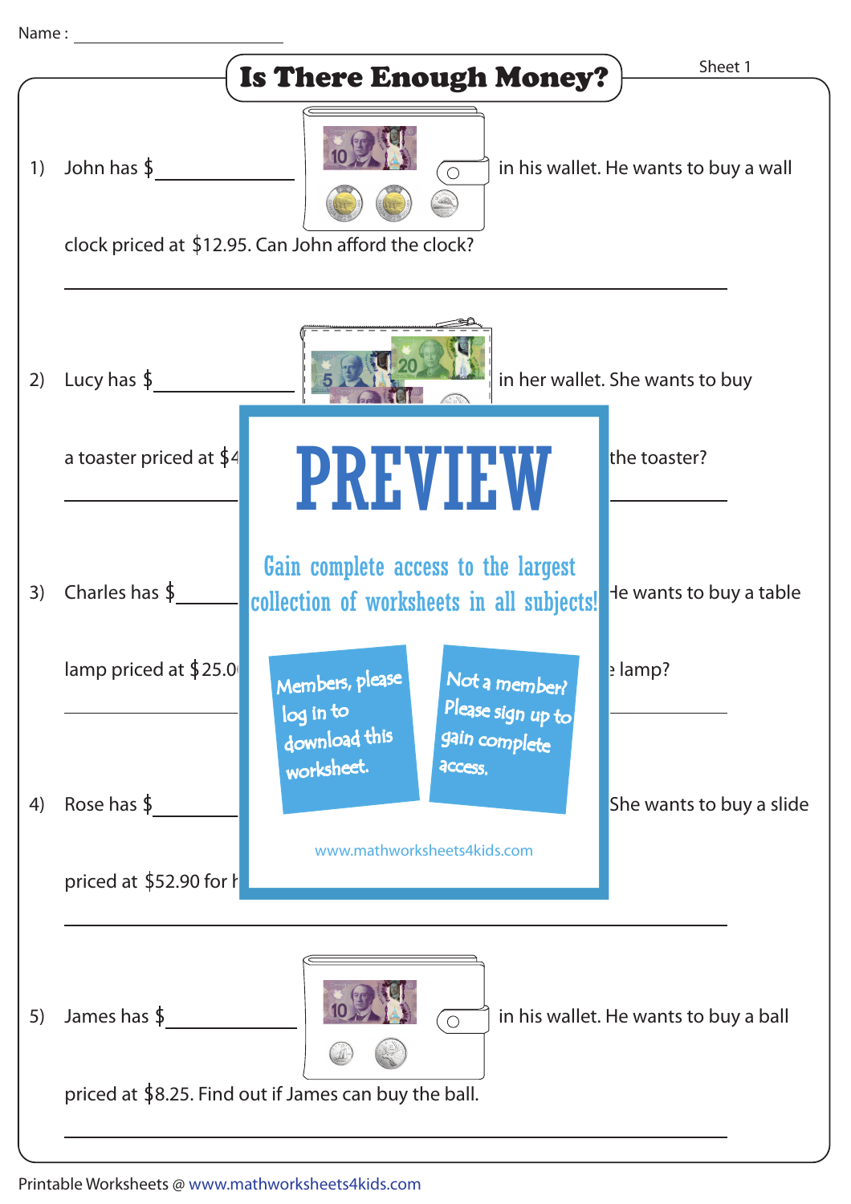Name : ________________________

# Is There Enough Money?

Sheet 1

1) John has $____________ in his wallet. He wants to buy a wall clock priced at $12.95. Can John afford the clock?

______________________________________________

2) Lucy has $____________ in her wallet. She wants to buy a toaster priced at $4 ... the toaster?

______________________________________________

**PREVIEW**

Gain complete access to the largest collection of worksheets in all subjects!

Members, please log in to download this worksheet.

Not a member? Please sign up to gain complete access.

www.mathworksheets4kids.com

3) Charles has $______ ... He wants to buy a table lamp priced at $25.0 ... lamp?

______________________________________________

4) Rose has $______ ... She wants to buy a slide priced at $52.90 for h

______________________________________________

5) James has $____________ in his wallet. He wants to buy a ball priced at $8.25. Find out if James can buy the ball.

______________________________________________

Printable Worksheets @ www.mathworksheets4kids.com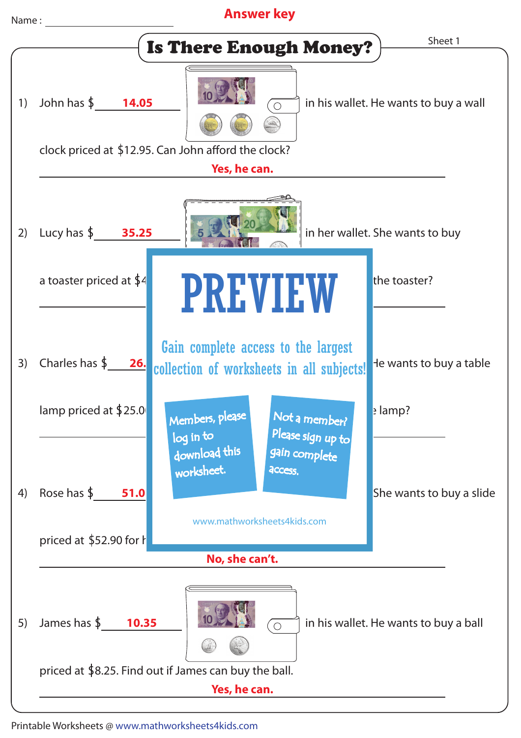Name : ______________________

**Answer key**

# Is There Enough Money?

Sheet 1

1) John has $ **14.05** in his wallet. He wants to buy a wall clock priced at $12.95. Can John afford the clock?

**Yes, he can.**

2) Lucy has $ **35.25** in her wallet. She wants to buy a toaster priced at $4 ... the toaster?

3) Charles has $ **26.** ... He wants to buy a table lamp priced at $25.0 ... lamp?

4) Rose has $ **51.0** ... She wants to buy a slide priced at $52.90 for h ...

**No, she can't.**

5) James has $ **10.35** in his wallet. He wants to buy a ball priced at $8.25. Find out if James can buy the ball.

**Yes, he can.**

PREVIEW

Gain complete access to the largest collection of worksheets in all subjects!

Members, please log in to download this worksheet.

Not a member? Please sign up to gain complete access.

www.mathworksheets4kids.com

Printable Worksheets @ www.mathworksheets4kids.com